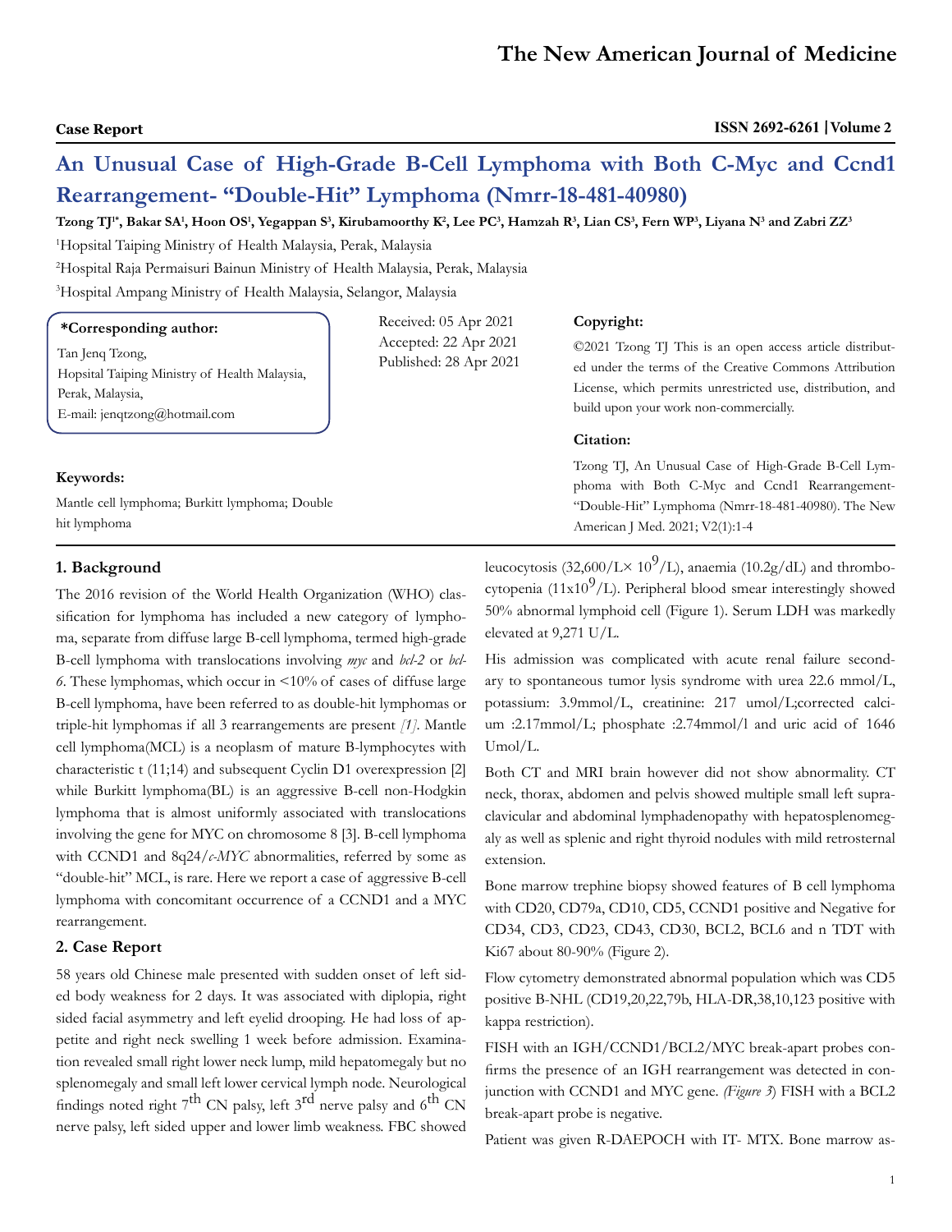**Case Report**

# An Unusual Case of High-Grade B-Cell Lymphoma with Both C-Myc and Ccnd1 Rearrangement- "Double-Hit" Lymphoma (Nmrr-18-481-40980)

**Tzong TJ[1*], Bakar SA[1], Hoon OS[1], Yegappan S[3], Kirubamoorthy K[2], Lee PC[3], Hamzah R[3], Lian CS[3], Fern WP[3], Liyana N[3] and Zabri ZZ[3]**

[1]Hopsital Taiping Ministry of Health Malaysia, Perak, Malaysia

[2]Hospital Raja Permaisuri Bainun Ministry of Health Malaysia, Perak, Malaysia

[3]Hospital Ampang Ministry of Health Malaysia, Selangor, Malaysia

**\*Corresponding author:**

Tan Jenq Tzong,
Hopsital Taiping Ministry of Health Malaysia,
Perak, Malaysia,
E-mail: jenqtzong@hotmail.com

Received: 05 Apr 2021
Accepted: 22 Apr 2021
Published: 28 Apr 2021

**Copyright:**

©2021 Tzong TJ This is an open access article distributed under the terms of the Creative Commons Attribution License, which permits unrestricted use, distribution, and build upon your work non-commercially.

**Citation:**

Tzong TJ, An Unusual Case of High-Grade B-Cell Lymphoma with Both C-Myc and Ccnd1 Rearrangement- "Double-Hit" Lymphoma (Nmrr-18-481-40980). The New American J Med. 2021; V2(1):1-4

**Keywords:**

Mantle cell lymphoma; Burkitt lymphoma; Double hit lymphoma

## 1. Background

The 2016 revision of the World Health Organization (WHO) classification for lymphoma has included a new category of lymphoma, separate from diffuse large B-cell lymphoma, termed high-grade B-cell lymphoma with translocations involving *myc* and *bcl-2* or *bcl-6*. These lymphomas, which occur in <10% of cases of diffuse large B-cell lymphoma, have been referred to as double-hit lymphomas or triple-hit lymphomas if all 3 rearrangements are present *[1]*. Mantle cell lymphoma(MCL) is a neoplasm of mature B-lymphocytes with characteristic t (11;14) and subsequent Cyclin D1 overexpression [2] while Burkitt lymphoma(BL) is an aggressive B-cell non-Hodgkin lymphoma that is almost uniformly associated with translocations involving the gene for MYC on chromosome 8 [3]. B-cell lymphoma with CCND1 and 8q24/*c-MYC* abnormalities, referred by some as "double-hit" MCL, is rare. Here we report a case of aggressive B-cell lymphoma with concomitant occurrence of a CCND1 and a MYC rearrangement.

## 2. Case Report

58 years old Chinese male presented with sudden onset of left sided body weakness for 2 days. It was associated with diplopia, right sided facial asymmetry and left eyelid drooping. He had loss of appetite and right neck swelling 1 week before admission. Examination revealed small right lower neck lump, mild hepatomegaly but no splenomegaly and small left lower cervical lymph node. Neurological findings noted right 7$^{th}$ CN palsy, left 3$^{rd}$ nerve palsy and 6$^{th}$ CN nerve palsy, left sided upper and lower limb weakness. FBC showed leucocytosis (32,600/L× 10$^{9}$/L), anaemia (10.2g/dL) and thrombocytopenia (11x10$^{9}$/L). Peripheral blood smear interestingly showed 50% abnormal lymphoid cell (Figure 1). Serum LDH was markedly elevated at 9,271 U/L.

His admission was complicated with acute renal failure secondary to spontaneous tumor lysis syndrome with urea 22.6 mmol/L, potassium: 3.9mmol/L, creatinine: 217 umol/L;corrected calcium :2.17mmol/L; phosphate :2.74mmol/l and uric acid of 1646 Umol/L.

Both CT and MRI brain however did not show abnormality. CT neck, thorax, abdomen and pelvis showed multiple small left supraclavicular and abdominal lymphadenopathy with hepatosplenomegaly as well as splenic and right thyroid nodules with mild retrosternal extension.

Bone marrow trephine biopsy showed features of B cell lymphoma with CD20, CD79a, CD10, CD5, CCND1 positive and Negative for CD34, CD3, CD23, CD43, CD30, BCL2, BCL6 and n TDT with Ki67 about 80-90% (Figure 2).

Flow cytometry demonstrated abnormal population which was CD5 positive B-NHL (CD19,20,22,79b, HLA-DR,38,10,123 positive with kappa restriction).

FISH with an IGH/CCND1/BCL2/MYC break-apart probes confirms the presence of an IGH rearrangement was detected in conjunction with CCND1 and MYC gene. *(Figure 3)* FISH with a BCL2 break-apart probe is negative.

Patient was given R-DAEPOCH with IT- MTX. Bone marrow as-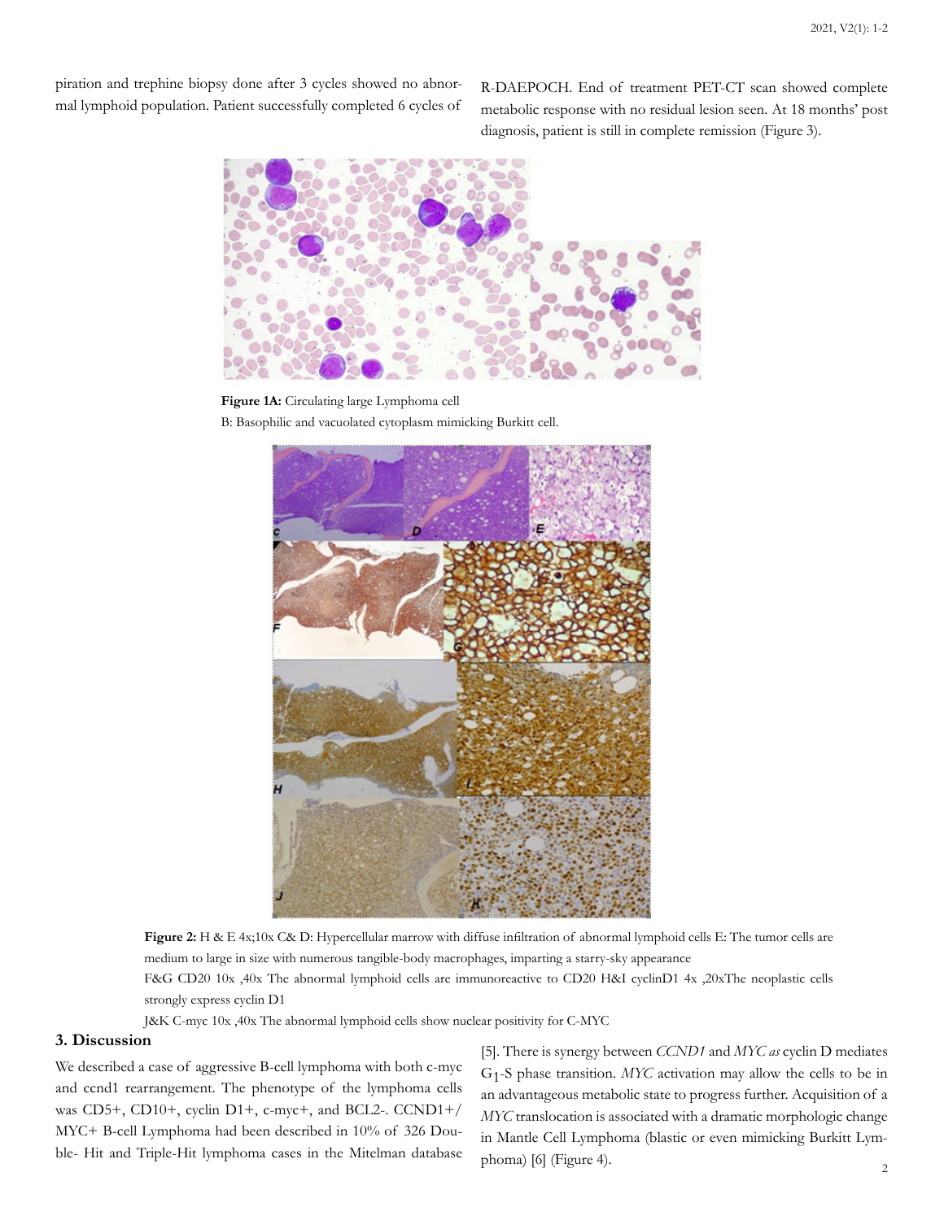piration and trephine biopsy done after 3 cycles showed no abnormal lymphoid population. Patient successfully completed 6 cycles of R-DAEPOCH. End of treatment PET-CT scan showed complete metabolic response with no residual lesion seen. At 18 months' post diagnosis, patient is still in complete remission (Figure 3).

**Figure 1A:** Circulating large Lymphoma cell
B: Basophilic and vacuolated cytoplasm mimicking Burkitt cell.

**Figure 2:** H & E 4x;10x C& D: Hypercellular marrow with diffuse infiltration of abnormal lymphoid cells E: The tumor cells are medium to large in size with numerous tangible-body macrophages, imparting a starry-sky appearance
F&G CD20 10x ,40x The abnormal lymphoid cells are immunoreactive to CD20 H&I cyclinD1 4x ,20xThe neoplastic cells strongly express cyclin D1
J&K C-myc 10x ,40x The abnormal lymphoid cells show nuclear positivity for C-MYC

## 3. Discussion

We described a case of aggressive B-cell lymphoma with both c-myc and ccnd1 rearrangement. The phenotype of the lymphoma cells was CD5+, CD10+, cyclin D1+, c-myc+, and BCL2-. CCND1+/MYC+ B-cell Lymphoma had been described in 10% of 326 Double- Hit and Triple-Hit lymphoma cases in the Mitelman database [5]. There is synergy between *CCND1* and *MYC as* cyclin D mediates $G_1$-S phase transition. *MYC* activation may allow the cells to be in an advantageous metabolic state to progress further. Acquisition of a *MYC* translocation is associated with a dramatic morphologic change in Mantle Cell Lymphoma (blastic or even mimicking Burkitt Lymphoma) [6] (Figure 4).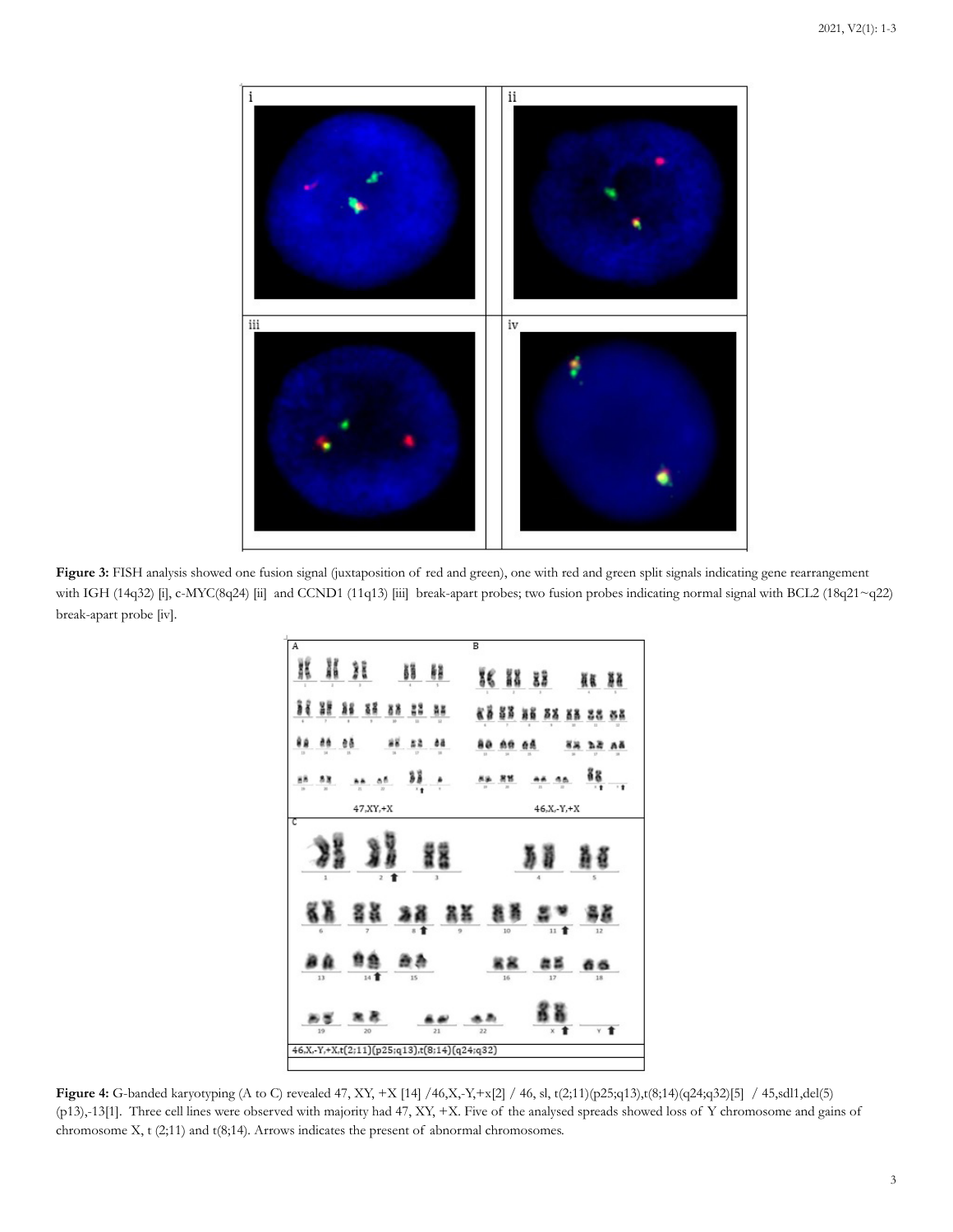**Figure 3:** FISH analysis showed one fusion signal (juxtaposition of red and green), one with red and green split signals indicating gene rearrangement with IGH (14q32) [i], c-MYC(8q24) [ii] and CCND1 (11q13) [iii] break-apart probes; two fusion probes indicating normal signal with BCL2 (18q21~q22) break-apart probe [iv].

**Figure 4:** G-banded karyotyping (A to C) revealed 47, XY, +X [14] /46,X,-Y,+x[2] / 46, sl, t(2;11)(p25;q13),t(8;14)(q24;q32)[5] / 45,sdl1,del(5)(p13),-13[1]. Three cell lines were observed with majority had 47, XY, +X. Five of the analysed spreads showed loss of Y chromosome and gains of chromosome X, t (2;11) and t(8;14). Arrows indicates the present of abnormal chromosomes.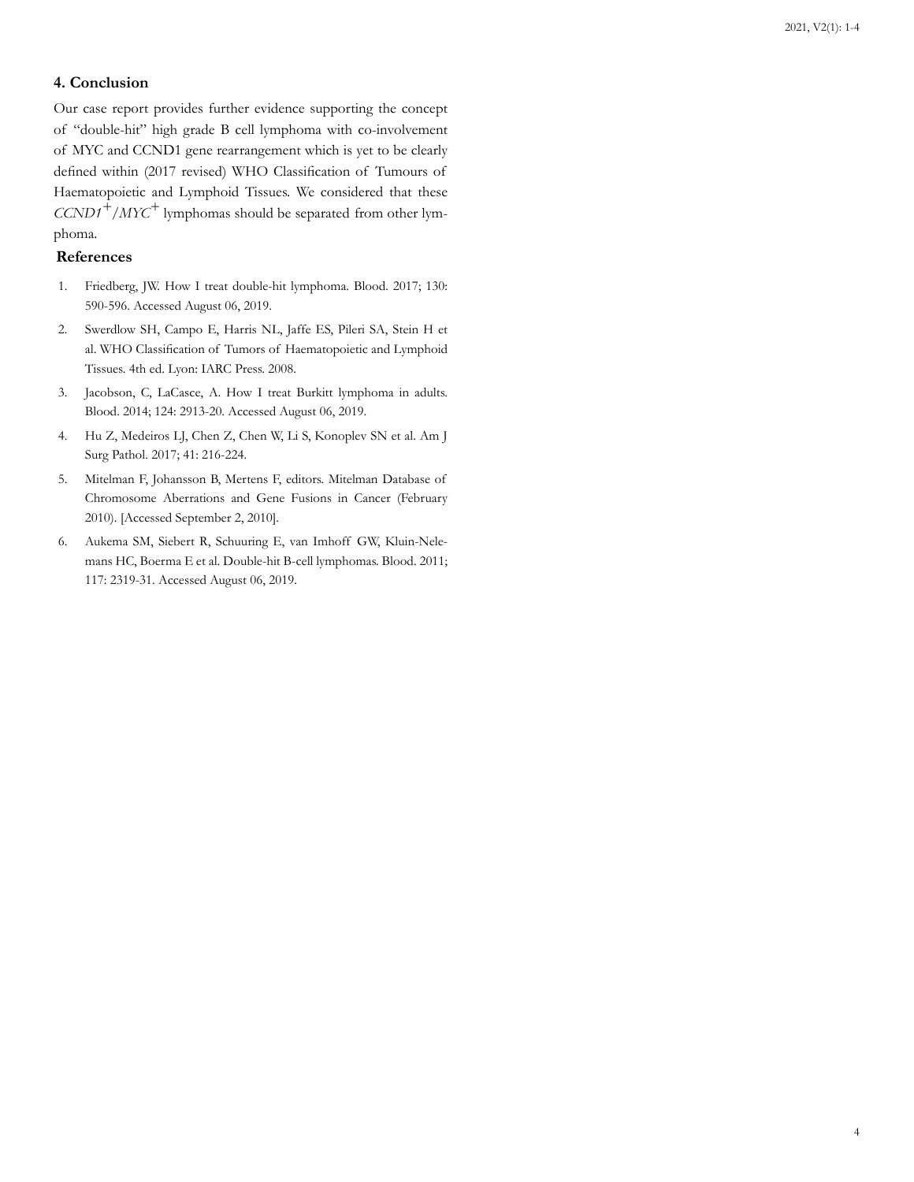## 4. Conclusion

Our case report provides further evidence supporting the concept of "double-hit" high grade B cell lymphoma with co-involvement of MYC and CCND1 gene rearrangement which is yet to be clearly defined within (2017 revised) WHO Classification of Tumours of Haematopoietic and Lymphoid Tissues. We considered that these *CCND1*$^{+}$/*MYC*$^{+}$ lymphomas should be separated from other lymphoma.

## References

1. Friedberg, JW. How I treat double-hit lymphoma. Blood. 2017; 130: 590-596. Accessed August 06, 2019.
2. Swerdlow SH, Campo E, Harris NL, Jaffe ES, Pileri SA, Stein H et al. WHO Classification of Tumors of Haematopoietic and Lymphoid Tissues. 4th ed. Lyon: IARC Press. 2008.
3. Jacobson, C, LaCasce, A. How I treat Burkitt lymphoma in adults. Blood. 2014; 124: 2913-20. Accessed August 06, 2019.
4. Hu Z, Medeiros LJ, Chen Z, Chen W, Li S, Konoplev SN et al. Am J Surg Pathol. 2017; 41: 216-224.
5. Mitelman F, Johansson B, Mertens F, editors. Mitelman Database of Chromosome Aberrations and Gene Fusions in Cancer (February 2010). [Accessed September 2, 2010].
6. Aukema SM, Siebert R, Schuuring E, van Imhoff GW, Kluin-Nelemans HC, Boerma E et al. Double-hit B-cell lymphomas. Blood. 2011; 117: 2319-31. Accessed August 06, 2019.